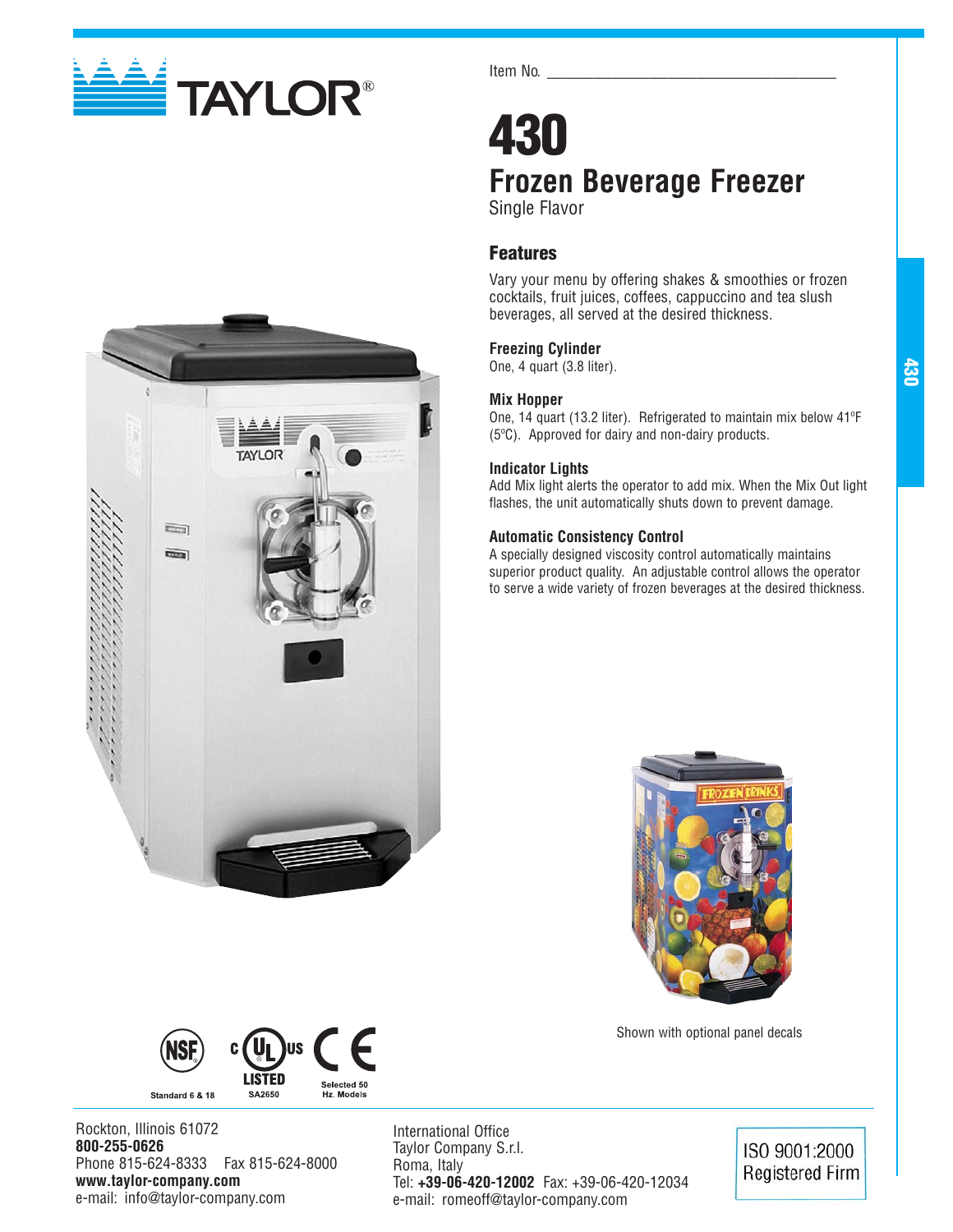Item No. ___________________________________

# 430

## Frozen Beverage Freezer

Single Flavor

### Features

Vary your menu by offering shakes & smoothies or frozen cocktails, fruit juices, coffees, cappuccino and tea slush beverages, all served at the desired thickness.

**Freezing Cylinder**
One, 4 quart (3.8 liter).

**Mix Hopper**
One, 14 quart (13.2 liter). Refrigerated to maintain mix below 41ºF (5ºC). Approved for dairy and non-dairy products.

**Indicator Lights**
Add Mix light alerts the operator to add mix. When the Mix Out light flashes, the unit automatically shuts down to prevent damage.

**Automatic Consistency Control**
A specially designed viscosity control automatically maintains superior product quality. An adjustable control allows the operator to serve a wide variety of frozen beverages at the desired thickness.

Shown with optional panel decals

Standard 6 & 18 — LISTED SA2650 — Selected 50 Hz. Models

Rockton, Illinois 61072
**800-255-0626**
Phone 815-624-8333 Fax 815-624-8000
**www.taylor-company.com**
e-mail: info@taylor-company.com

International Office
Taylor Company S.r.l.
Roma, Italy
Tel: **+39-06-420-12002** Fax: +39-06-420-12034
e-mail: romeoff@taylor-company.com

ISO 9001:2000 Registered Firm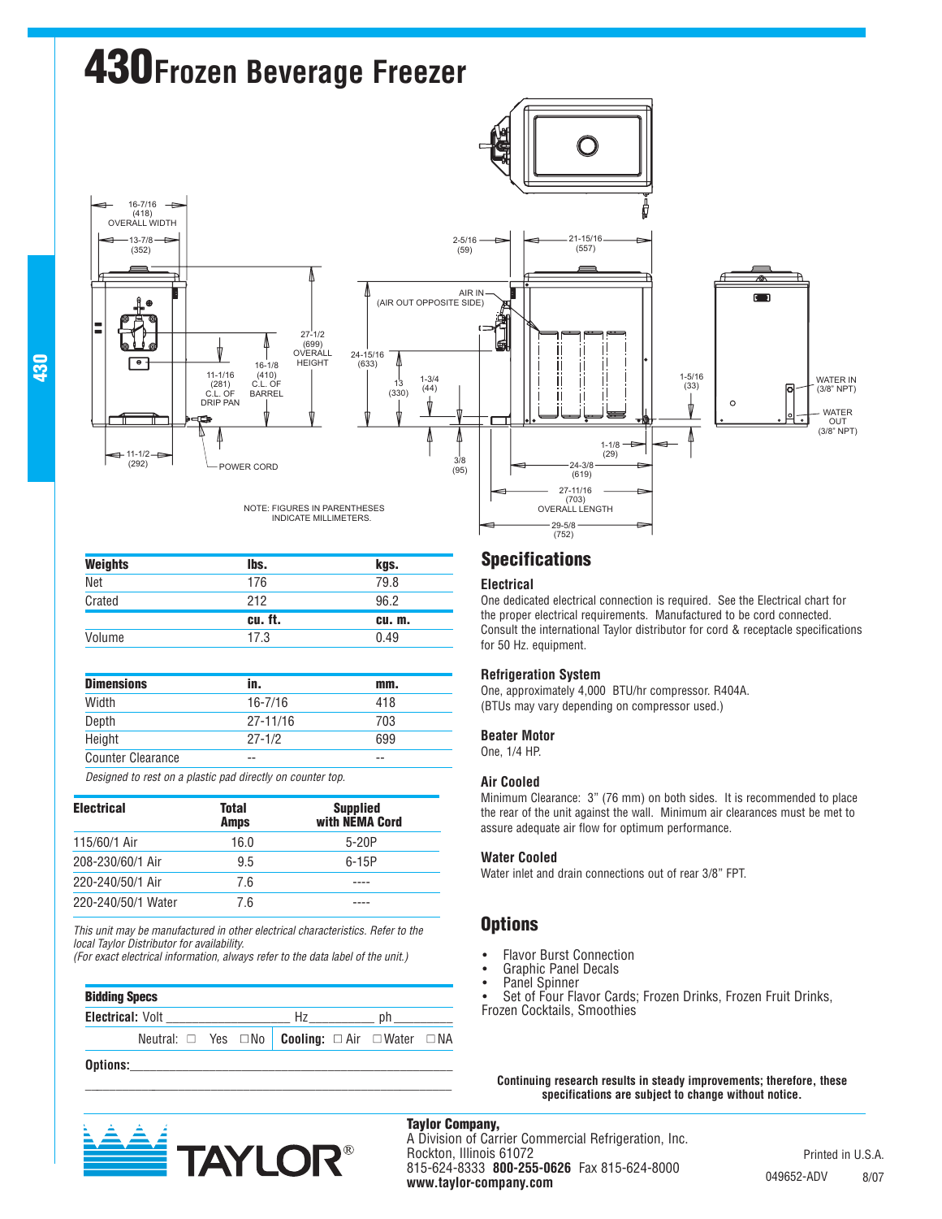# 430 Frozen Beverage Freezer

16-7/16
(418)
OVERALL WIDTH

13-7/8
(352)

27-1/2
(699)
OVERALL
HEIGHT

16-1/8
(410)
C.L. OF
BARREL

11-1/16
(281)
C.L. OF
DRIP PAN

11-1/2
(292)

POWER CORD

2-5/16
(59)

21-15/16
(557)

AIR IN
(AIR OUT OPPOSITE SIDE)

24-15/16
(633)

13
(330)

1-3/4
(44)

3/8
(95)

1-1/8
(29)

24-3/8
(619)

27-11/16
(703)
OVERALL LENGTH

29-5/8
(752)

1-5/16
(33)

WATER IN
(3/8" NPT)

WATER
OUT
(3/8" NPT)

NOTE: FIGURES IN PARENTHESES INDICATE MILLIMETERS.

| Weights | lbs. | kgs. |
|---|---|---|
| Net | 176 | 79.8 |
| Crated | 212 | 96.2 |
| | **cu. ft.** | **cu. m.** |
| Volume | 17.3 | 0.49 |

| Dimensions | in. | mm. |
|---|---|---|
| Width | 16-7/16 | 418 |
| Depth | 27-11/16 | 703 |
| Height | 27-1/2 | 699 |
| Counter Clearance | -- | -- |

*Designed to rest on a plastic pad directly on counter top.*

| Electrical | Total Amps | Supplied with NEMA Cord |
|---|---|---|
| 115/60/1 Air | 16.0 | 5-20P |
| 208-230/60/1 Air | 9.5 | 6-15P |
| 220-240/50/1 Air | 7.6 | ---- |
| 220-240/50/1 Water | 7.6 | ---- |

*This unit may be manufactured in other electrical characteristics. Refer to the local Taylor Distributor for availability.*
*(For exact electrical information, always refer to the data label of the unit.)*

**Bidding Specs**

**Electrical:** Volt ____________ Hz ________ ph ________

Neutral: ☐ Yes ☐ No | **Cooling:** ☐ Air ☐ Water ☐ NA

**Options:** ________________________________

## Specifications

### Electrical

One dedicated electrical connection is required. See the Electrical chart for the proper electrical requirements. Manufactured to be cord connected. Consult the international Taylor distributor for cord & receptacle specifications for 50 Hz. equipment.

### Refrigeration System

One, approximately 4,000 BTU/hr compressor. R404A. (BTUs may vary depending on compressor used.)

### Beater Motor

One, 1/4 HP.

### Air Cooled

Minimum Clearance: 3" (76 mm) on both sides. It is recommended to place the rear of the unit against the wall. Minimum air clearances must be met to assure adequate air flow for optimum performance.

### Water Cooled

Water inlet and drain connections out of rear 3/8" FPT.

## Options

- Flavor Burst Connection
- Graphic Panel Decals
- Panel Spinner
- Set of Four Flavor Cards; Frozen Drinks, Frozen Fruit Drinks, Frozen Cocktails, Smoothies

**Continuing research results in steady improvements; therefore, these specifications are subject to change without notice.**

TAYLOR®

**Taylor Company,**
A Division of Carrier Commercial Refrigeration, Inc.
Rockton, Illinois 61072
815-624-8333 **800-255-0626** Fax 815-624-8000
**www.taylor-company.com**

Printed in U.S.A.

049652-ADV 8/07